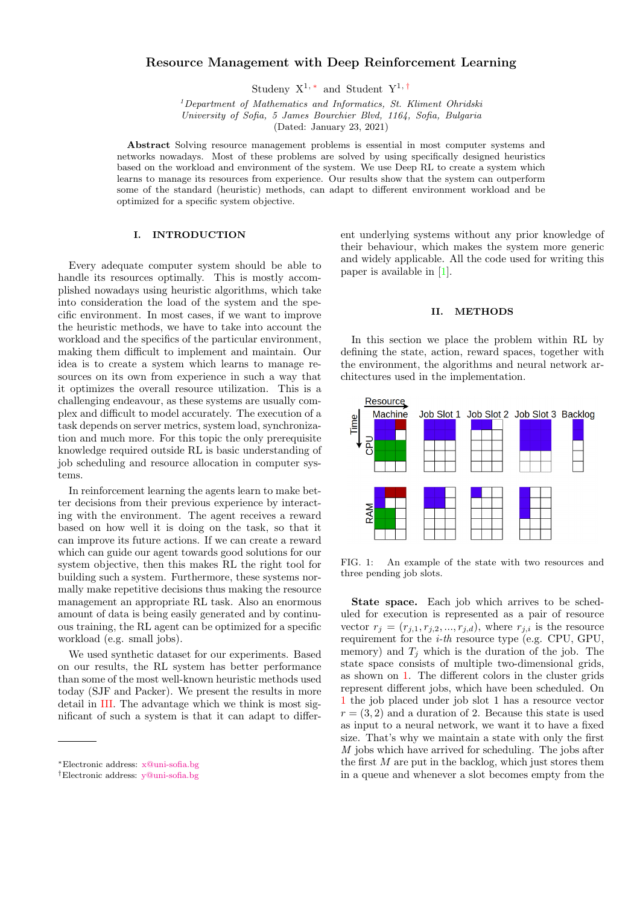# Resource Management with Deep Reinforcement Learning

Studeny X[1,*] and Student Y[1,†]

[1] *Department of Mathematics and Informatics, St. Kliment Ohridski University of Sofia, 5 James Bourchier Blvd, 1164, Sofia, Bulgaria*

(Dated: January 23, 2021)

**Abstract** Solving resource management problems is essential in most computer systems and networks nowadays. Most of these problems are solved by using specifically designed heuristics based on the workload and environment of the system. We use Deep RL to create a system which learns to manage its resources from experience. Our results show that the system can outperform some of the standard (heuristic) methods, can adapt to different environment workload and be optimized for a specific system objective.

## I. INTRODUCTION

Every adequate computer system should be able to handle its resources optimally. This is mostly accomplished nowadays using heuristic algorithms, which take into consideration the load of the system and the specific environment. In most cases, if we want to improve the heuristic methods, we have to take into account the workload and the specifics of the particular environment, making them difficult to implement and maintain. Our idea is to create a system which learns to manage resources on its own from experience in such a way that it optimizes the overall resource utilization. This is a challenging endeavour, as these systems are usually complex and difficult to model accurately. The execution of a task depends on server metrics, system load, synchronization and much more. For this topic the only prerequisite knowledge required outside RL is basic understanding of job scheduling and resource allocation in computer systems.

In reinforcement learning the agents learn to make better decisions from their previous experience by interacting with the environment. The agent receives a reward based on how well it is doing on the task, so that it can improve its future actions. If we can create a reward which can guide our agent towards good solutions for our system objective, then this makes RL the right tool for building such a system. Furthermore, these systems normally make repetitive decisions thus making the resource management an appropriate RL task. Also an enormous amount of data is being easily generated and by continuous training, the RL agent can be optimized for a specific workload (e.g. small jobs).

We used synthetic dataset for our experiments. Based on our results, the RL system has better performance than some of the most well-known heuristic methods used today (SJF and Packer). We present the results in more detail in III. The advantage which we think is most significant of such a system is that it can adapt to different underlying systems without any prior knowledge of their behaviour, which makes the system more generic and widely applicable. All the code used for writing this paper is available in [1].

## II. METHODS

In this section we place the problem within RL by defining the state, action, reward spaces, together with the environment, the algorithms and neural network architectures used in the implementation.

FIG. 1: An example of the state with two resources and three pending job slots.

**State space.** Each job which arrives to be scheduled for execution is represented as a pair of resource vector $r_j = (r_{j,1}, r_{j,2}, ..., r_{j,d})$, where $r_{j,i}$ is the resource requirement for the *i-th* resource type (e.g. CPU, GPU, memory) and $T_j$ which is the duration of the job. The state space consists of multiple two-dimensional grids, as shown on 1. The different colors in the cluster grids represent different jobs, which have been scheduled. On 1 the job placed under job slot 1 has a resource vector $r = (3, 2)$ and a duration of 2. Because this state is used as input to a neural network, we want it to have a fixed size. That's why we maintain a state with only the first $M$ jobs which have arrived for scheduling. The jobs after the first $M$ are put in the backlog, which just stores them in a queue and whenever a slot becomes empty from the

---

*Electronic address: x@uni-sofia.bg

†Electronic address: y@uni-sofia.bg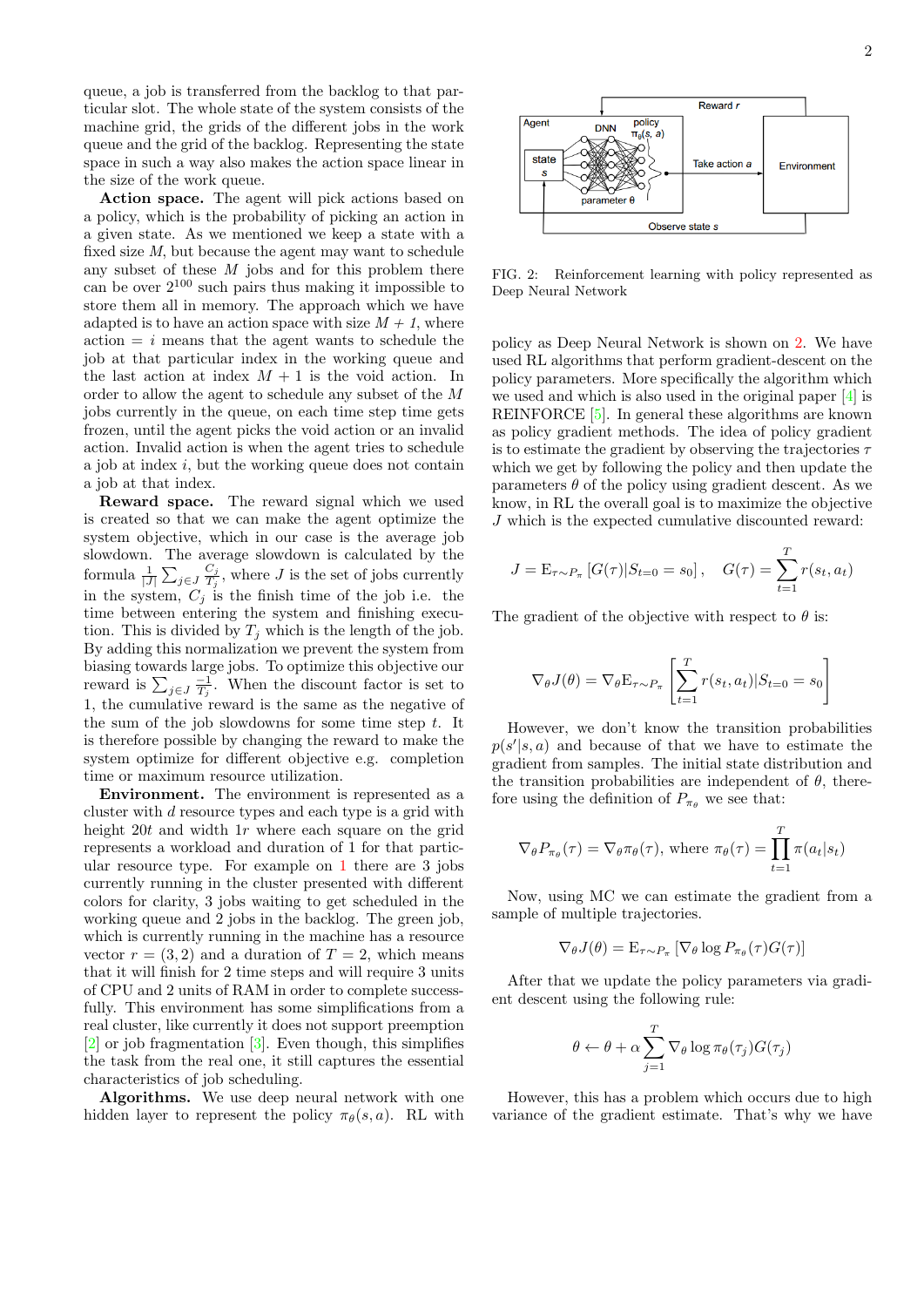queue, a job is transferred from the backlog to that particular slot. The whole state of the system consists of the machine grid, the grids of the different jobs in the work queue and the grid of the backlog. Representing the state space in such a way also makes the action space linear in the size of the work queue.

**Action space.** The agent will pick actions based on a policy, which is the probability of picking an action in a given state. As we mentioned we keep a state with a fixed size $M$, but because the agent may want to schedule any subset of these $M$ jobs and for this problem there can be over $2^{100}$ such pairs thus making it impossible to store them all in memory. The approach which we have adapted is to have an action space with size $M + 1$, where action $= i$ means that the agent wants to schedule the job at that particular index in the working queue and the last action at index $M + 1$ is the void action. In order to allow the agent to schedule any subset of the $M$ jobs currently in the queue, on each time step time gets frozen, until the agent picks the void action or an invalid action. Invalid action is when the agent tries to schedule a job at index $i$, but the working queue does not contain a job at that index.

**Reward space.** The reward signal which we used is created so that we can make the agent optimize the system objective, which in our case is the average job slowdown. The average slowdown is calculated by the formula $\frac{1}{|J|}\sum_{j\in J}\frac{C_j}{T_j}$, where $J$ is the set of jobs currently in the system, $C_j$ is the finish time of the job i.e. the time between entering the system and finishing execution. This is divided by $T_j$ which is the length of the job. By adding this normalization we prevent the system from biasing towards large jobs. To optimize this objective our reward is $\sum_{j\in J}\frac{-1}{T_j}$. When the discount factor is set to 1, the cumulative reward is the same as the negative of the sum of the job slowdowns for some time step $t$. It is therefore possible by changing the reward to make the system optimize for different objective e.g. completion time or maximum resource utilization.

**Environment.** The environment is represented as a cluster with $d$ resource types and each type is a grid with height $20t$ and width $1r$ where each square on the grid represents a workload and duration of 1 for that particular resource type. For example on 1 there are 3 jobs currently running in the cluster presented with different colors for clarity, 3 jobs waiting to get scheduled in the working queue and 2 jobs in the backlog. The green job, which is currently running in the machine has a resource vector $r = (3, 2)$ and a duration of $T = 2$, which means that it will finish for 2 time steps and will require 3 units of CPU and 2 units of RAM in order to complete successfully. This environment has some simplifications from a real cluster, like currently it does not support preemption [2] or job fragmentation [3]. Even though, this simplifies the task from the real one, it still captures the essential characteristics of job scheduling.

**Algorithms.** We use deep neural network with one hidden layer to represent the policy $\pi_\theta(s, a)$. RL with

FIG. 2: Reinforcement learning with policy represented as Deep Neural Network

policy as Deep Neural Network is shown on 2. We have used RL algorithms that perform gradient-descent on the policy parameters. More specifically the algorithm which we used and which is also used in the original paper [4] is REINFORCE [5]. In general these algorithms are known as policy gradient methods. The idea of policy gradient is to estimate the gradient by observing the trajectories $\tau$ which we get by following the policy and then update the parameters $\theta$ of the policy using gradient descent. As we know, in RL the overall goal is to maximize the objective $J$ which is the expected cumulative discounted reward:

$$J = \mathrm{E}_{\tau\sim P_\pi}\left[G(\tau)|S_{t=0} = s_0\right], \quad G(\tau) = \sum_{t=1}^{T} r(s_t, a_t)$$

The gradient of the objective with respect to $\theta$ is:

$$\nabla_\theta J(\theta) = \nabla_\theta \mathrm{E}_{\tau\sim P_\pi}\left[\sum_{t=1}^{T} r(s_t, a_t)|S_{t=0} = s_0\right]$$

However, we don't know the transition probabilities $p(s'|s, a)$ and because of that we have to estimate the gradient from samples. The initial state distribution and the transition probabilities are independent of $\theta$, therefore using the definition of $P_{\pi_\theta}$ we see that:

$$\nabla_\theta P_{\pi_\theta}(\tau) = \nabla_\theta \pi_\theta(\tau), \text{ where } \pi_\theta(\tau) = \prod_{t=1}^{T} \pi(a_t|s_t)$$

Now, using MC we can estimate the gradient from a sample of multiple trajectories.

$$\nabla_\theta J(\theta) = \mathrm{E}_{\tau\sim P_\pi}\left[\nabla_\theta \log P_{\pi_\theta}(\tau) G(\tau)\right]$$

After that we update the policy parameters via gradient descent using the following rule:

$$\theta \leftarrow \theta + \alpha \sum_{j=1}^{T} \nabla_\theta \log \pi_\theta(\tau_j) G(\tau_j)$$

However, this has a problem which occurs due to high variance of the gradient estimate. That's why we have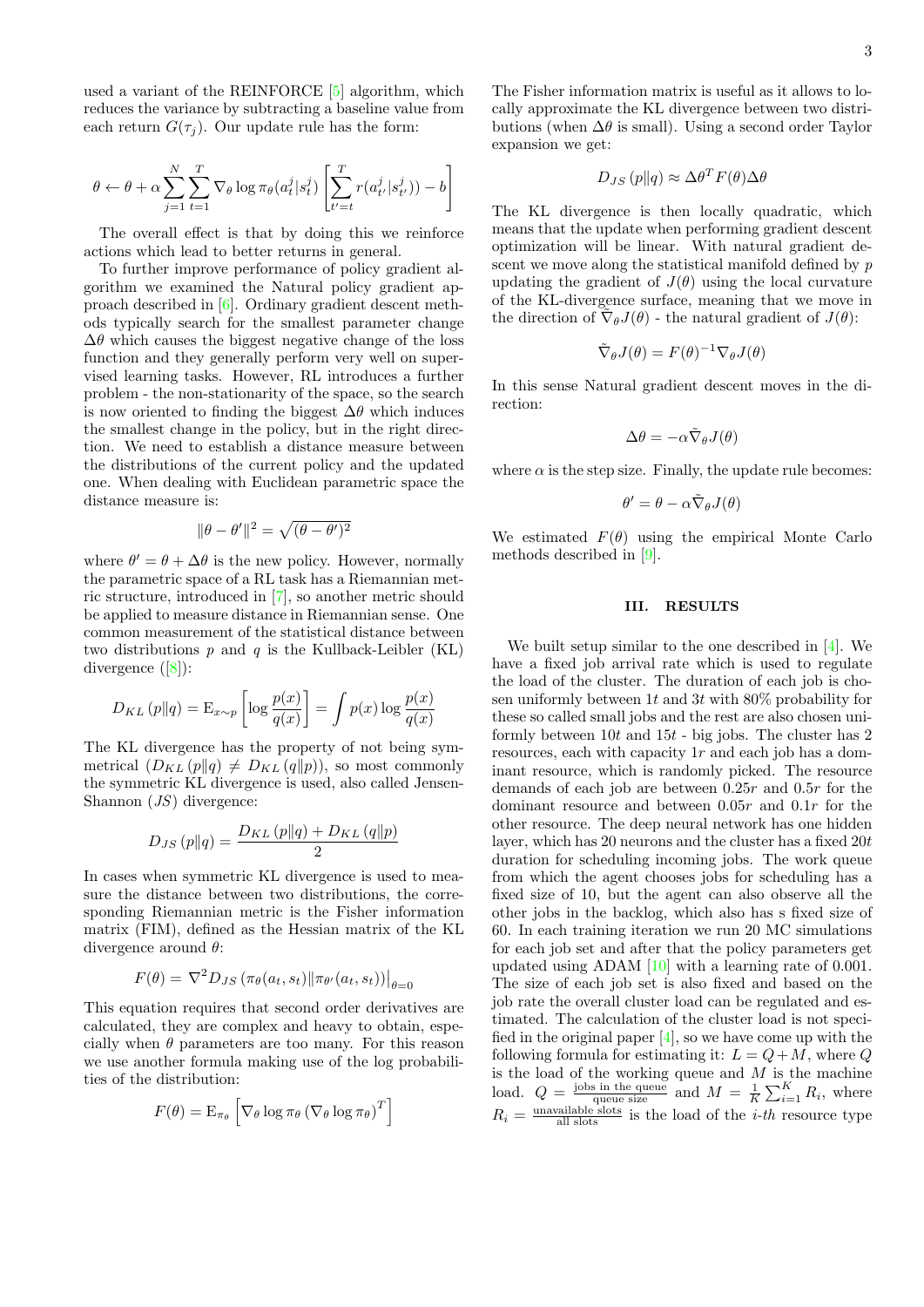used a variant of the REINFORCE [5] algorithm, which reduces the variance by subtracting a baseline value from each return $G(\tau_j)$. Our update rule has the form:

$$\theta \leftarrow \theta + \alpha \sum_{j=1}^{N} \sum_{t=1}^{T} \nabla_\theta \log \pi_\theta(a_t^j | s_t^j) \left[ \sum_{t'=t}^{T} r(a_{t'}^j | s_{t'}^j)) - b \right]$$

The overall effect is that by doing this we reinforce actions which lead to better returns in general.

To further improve performance of policy gradient algorithm we examined the Natural policy gradient approach described in [6]. Ordinary gradient descent methods typically search for the smallest parameter change $\Delta\theta$ which causes the biggest negative change of the loss function and they generally perform very well on supervised learning tasks. However, RL introduces a further problem - the non-stationarity of the space, so the search is now oriented to finding the biggest $\Delta\theta$ which induces the smallest change in the policy, but in the right direction. We need to establish a distance measure between the distributions of the current policy and the updated one. When dealing with Euclidean parametric space the distance measure is:

$$\|\theta - \theta'\|^2 = \sqrt{(\theta - \theta')^2}$$

where $\theta' = \theta + \Delta\theta$ is the new policy. However, normally the parametric space of a RL task has a Riemannian metric structure, introduced in [7], so another metric should be applied to measure distance in Riemannian sense. One common measurement of the statistical distance between two distributions $p$ and $q$ is the Kullback-Leibler (KL) divergence ([8]):

$$D_{KL}(p\|q) = \mathrm{E}_{x\sim p}\left[\log \frac{p(x)}{q(x)}\right] = \int p(x) \log \frac{p(x)}{q(x)}$$

The KL divergence has the property of not being symmetrical ($D_{KL}(p\|q) \neq D_{KL}(q\|p)$), so most commonly the symmetric KL divergence is used, also called Jensen-Shannon ($JS$) divergence:

$$D_{JS}(p\|q) = \frac{D_{KL}(p\|q) + D_{KL}(q\|p)}{2}$$

In cases when symmetric KL divergence is used to measure the distance between two distributions, the corresponding Riemannian metric is the Fisher information matrix (FIM), defined as the Hessian matrix of the KL divergence around $\theta$:

$$F(\theta) = \nabla^2 D_{JS}(\pi_\theta(a_t, s_t) \| \pi_{\theta'}(a_t, s_t))\big|_{\theta=0}$$

This equation requires that second order derivatives are calculated, they are complex and heavy to obtain, especially when $\theta$ parameters are too many. For this reason we use another formula making use of the log probabilities of the distribution:

$$F(\theta) = \mathrm{E}_{\pi_\theta}\left[\nabla_\theta \log \pi_\theta \left(\nabla_\theta \log \pi_\theta\right)^T\right]$$

The Fisher information matrix is useful as it allows to locally approximate the KL divergence between two distributions (when $\Delta\theta$ is small). Using a second order Taylor expansion we get:

$$D_{JS}(p\|q) \approx \Delta\theta^T F(\theta) \Delta\theta$$

The KL divergence is then locally quadratic, which means that the update when performing gradient descent optimization will be linear. With natural gradient descent we move along the statistical manifold defined by $p$ updating the gradient of $J(\theta)$ using the local curvature of the KL-divergence surface, meaning that we move in the direction of $\tilde{\nabla}_\theta J(\theta)$ - the natural gradient of $J(\theta)$:

$$\tilde{\nabla}_\theta J(\theta) = F(\theta)^{-1} \nabla_\theta J(\theta)$$

In this sense Natural gradient descent moves in the direction:

$$\Delta\theta = -\alpha \tilde{\nabla}_\theta J(\theta)$$

where $\alpha$ is the step size. Finally, the update rule becomes:

$$\theta' = \theta - \alpha \tilde{\nabla}_\theta J(\theta)$$

We estimated $F(\theta)$ using the empirical Monte Carlo methods described in [9].

## III. RESULTS

We built setup similar to the one described in [4]. We have a fixed job arrival rate which is used to regulate the load of the cluster. The duration of each job is chosen uniformly between $1t$ and $3t$ with 80% probability for these so called small jobs and the rest are also chosen uniformly between $10t$ and $15t$ - big jobs. The cluster has 2 resources, each with capacity $1r$ and each job has a dominant resource, which is randomly picked. The resource demands of each job are between $0.25r$ and $0.5r$ for the dominant resource and between $0.05r$ and $0.1r$ for the other resource. The deep neural network has one hidden layer, which has 20 neurons and the cluster has a fixed $20t$ duration for scheduling incoming jobs. The work queue from which the agent chooses jobs for scheduling has a fixed size of 10, but the agent can also observe all the other jobs in the backlog, which also has s fixed size of 60. In each training iteration we run 20 MC simulations for each job set and after that the policy parameters get updated using ADAM [10] with a learning rate of 0.001. The size of each job set is also fixed and based on the job rate the overall cluster load can be regulated and estimated. The calculation of the cluster load is not specified in the original paper [4], so we have come up with the following formula for estimating it: $L = Q + M$, where $Q$ is the load of the working queue and $M$ is the machine load. $Q = \frac{\text{jobs in the queue}}{\text{queue size}}$ and $M = \frac{1}{K}\sum_{i=1}^{K} R_i$, where $R_i = \frac{\text{unavailable slots}}{\text{all slots}}$ is the load of the $i$-$th$ resource type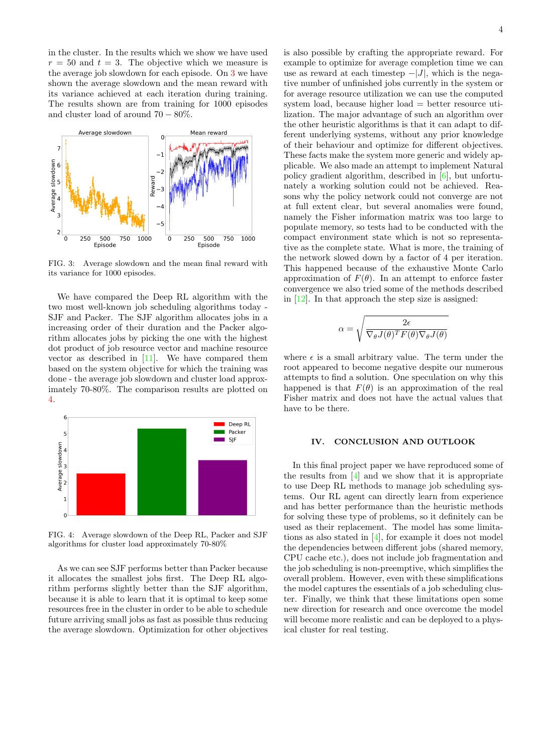in the cluster. In the results which we show we have used $r = 50$ and $t = 3$. The objective which we measure is the average job slowdown for each episode. On 3 we have shown the average slowdown and the mean reward with its variance achieved at each iteration during training. The results shown are from training for 1000 episodes and cluster load of around $70 - 80\%$.

FIG. 3: Average slowdown and the mean final reward with its variance for 1000 episodes.

We have compared the Deep RL algorithm with the two most well-known job scheduling algorithms today - SJF and Packer. The SJF algorithm allocates jobs in a increasing order of their duration and the Packer algorithm allocates jobs by picking the one with the highest dot product of job resource vector and machine resource vector as described in [11]. We have compared them based on the system objective for which the training was done - the average job slowdown and cluster load approximately 70-80%. The comparison results are plotted on 4.

FIG. 4: Average slowdown of the Deep RL, Packer and SJF algorithms for cluster load approximately 70-80%

As we can see SJF performs better than Packer because it allocates the smallest jobs first. The Deep RL algorithm performs slightly better than the SJF algorithm, because it is able to learn that it is optimal to keep some resources free in the cluster in order to be able to schedule future arriving small jobs as fast as possible thus reducing the average slowdown. Optimization for other objectives is also possible by crafting the appropriate reward. For example to optimize for average completion time we can use as reward at each timestep $-|J|$, which is the negative number of unfinished jobs currently in the system or for average resource utilization we can use the computed system load, because higher load = better resource utilization. The major advantage of such an algorithm over the other heuristic algorithms is that it can adapt to different underlying systems, without any prior knowledge of their behaviour and optimize for different objectives. These facts make the system more generic and widely applicable. We also made an attempt to implement Natural policy gradient algorithm, described in [6], but unfortunately a working solution could not be achieved. Reasons why the policy network could not converge are not at full extent clear, but several anomalies were found, namely the Fisher information matrix was too large to populate memory, so tests had to be conducted with the compact environment state which is not so representative as the complete state. What is more, the training of the network slowed down by a factor of 4 per iteration. This happened because of the exhaustive Monte Carlo approximation of $F(\theta)$. In an attempt to enforce faster convergence we also tried some of the methods described in [12]. In that approach the step size is assigned:

$$\alpha = \sqrt{\frac{2\epsilon}{\nabla_\theta J(\theta)^T F(\theta) \nabla_\theta J(\theta)}}$$

where $\epsilon$ is a small arbitrary value. The term under the root appeared to become negative despite our numerous attempts to find a solution. One speculation on why this happened is that $F(\theta)$ is an approximation of the real Fisher matrix and does not have the actual values that have to be there.

## IV. CONCLUSION AND OUTLOOK

In this final project paper we have reproduced some of the results from [4] and we show that it is appropriate to use Deep RL methods to manage job scheduling systems. Our RL agent can directly learn from experience and has better performance than the heuristic methods for solving these type of problems, so it definitely can be used as their replacement. The model has some limitations as also stated in [4], for example it does not model the dependencies between different jobs (shared memory, CPU cache etc.), does not include job fragmentation and the job scheduling is non-preemptive, which simplifies the overall problem. However, even with these simplifications the model captures the essentials of a job scheduling cluster. Finally, we think that these limitations open some new direction for research and once overcome the model will become more realistic and can be deployed to a physical cluster for real testing.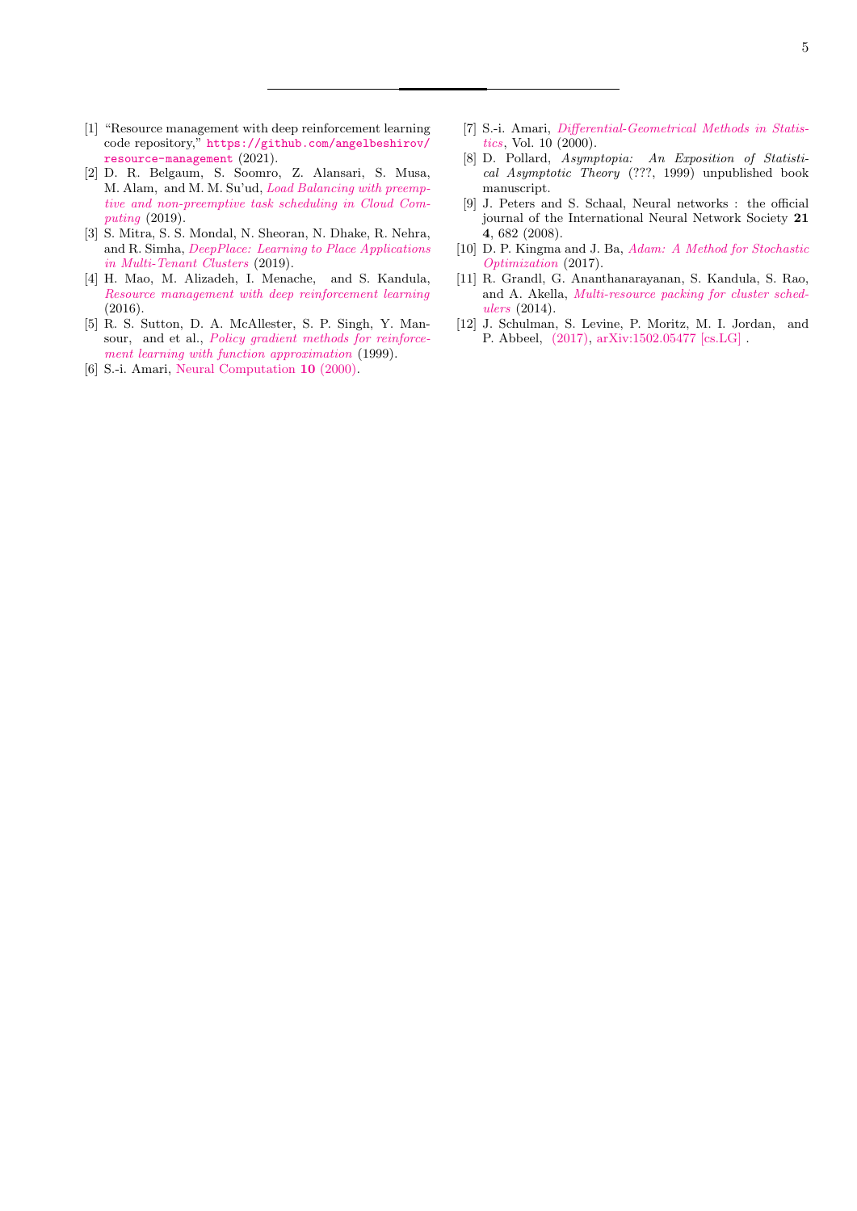[1] "Resource management with deep reinforcement learning code repository," `https://github.com/angelbeshirov/resource-management` (2021).

[2] D. R. Belgaum, S. Soomro, Z. Alansari, S. Musa, M. Alam, and M. M. Su'ud, *Load Balancing with preemptive and non-preemptive task scheduling in Cloud Computing* (2019).

[3] S. Mitra, S. S. Mondal, N. Sheoran, N. Dhake, R. Nehra, and R. Simha, *DeepPlace: Learning to Place Applications in Multi-Tenant Clusters* (2019).

[4] H. Mao, M. Alizadeh, I. Menache, and S. Kandula, *Resource management with deep reinforcement learning* (2016).

[5] R. S. Sutton, D. A. McAllester, S. P. Singh, Y. Mansour, and et al., *Policy gradient methods for reinforcement learning with function approximation* (1999).

[6] S.-i. Amari, Neural Computation **10** (2000).

[7] S.-i. Amari, *Differential-Geometrical Methods in Statistics*, Vol. 10 (2000).

[8] D. Pollard, *Asymptopia: An Exposition of Statistical Asymptotic Theory* (???, 1999) unpublished book manuscript.

[9] J. Peters and S. Schaal, Neural networks : the official journal of the International Neural Network Society **21** **4**, 682 (2008).

[10] D. P. Kingma and J. Ba, *Adam: A Method for Stochastic Optimization* (2017).

[11] R. Grandl, G. Ananthanarayanan, S. Kandula, S. Rao, and A. Akella, *Multi-resource packing for cluster schedulers* (2014).

[12] J. Schulman, S. Levine, P. Moritz, M. I. Jordan, and P. Abbeel, (2017), arXiv:1502.05477 [cs.LG] .